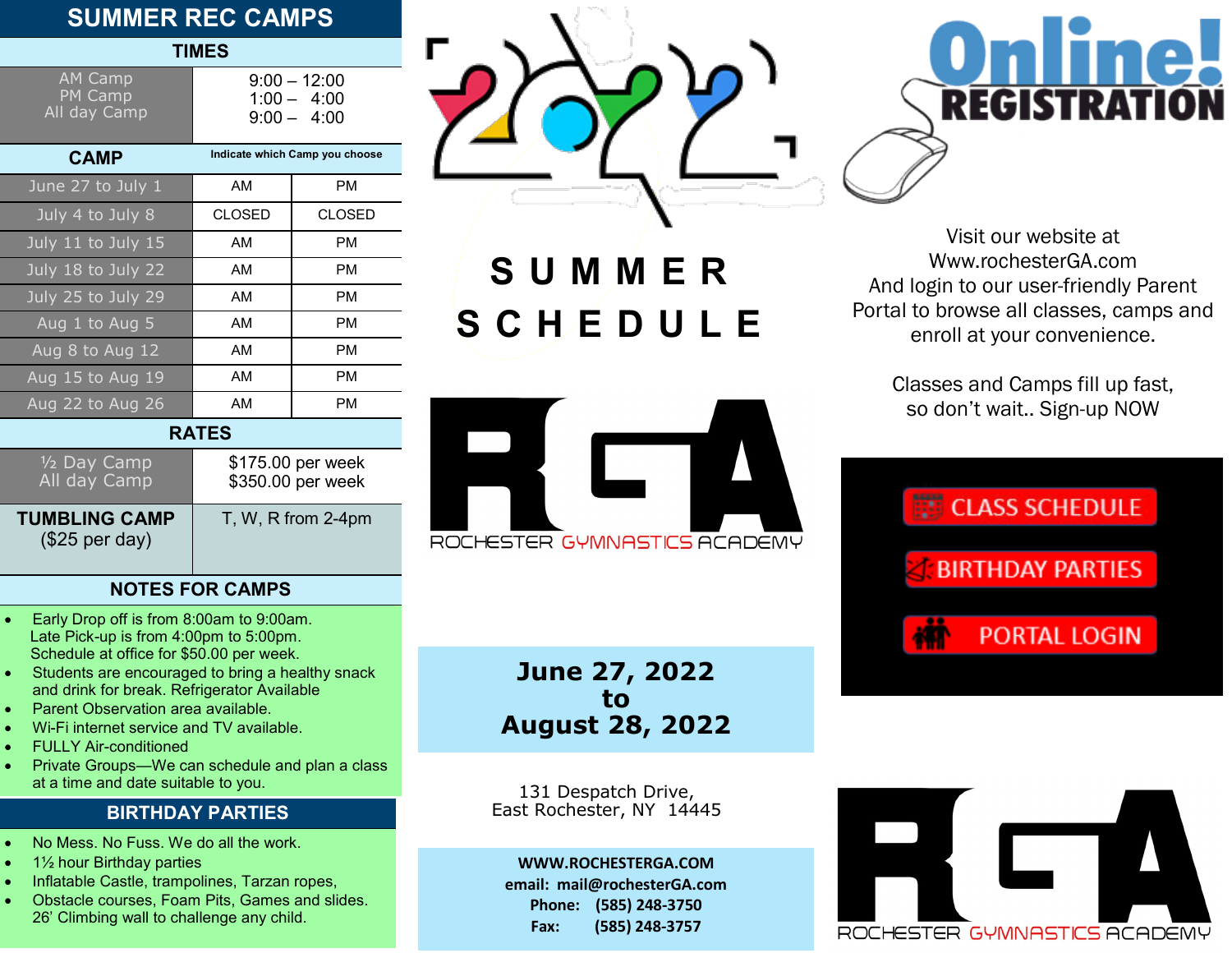# SUMMER REC CAMPS

## TIMES

| Camp | Time |
|---|---|
| AM Camp | 9:00 – 12:00 |
| PM Camp | 1:00 – 4:00 |
| All day Camp | 9:00 – 4:00 |

## CAMP

Indicate which Camp you choose

| Week | | |
|---|---|---|
| June 27 to July 1 | AM | PM |
| July 4 to July 8 | CLOSED | CLOSED |
| July 11 to July 15 | AM | PM |
| July 18 to July 22 | AM | PM |
| July 25 to July 29 | AM | PM |
| Aug 1 to Aug 5 | AM | PM |
| Aug 8 to Aug 12 | AM | PM |
| Aug 15 to Aug 19 | AM | PM |
| Aug 22 to Aug 26 | AM | PM |

## RATES

| Camp | Rate |
|---|---|
| ½ Day Camp | $175.00 per week |
| All day Camp | $350.00 per week |
| **TUMBLING CAMP** ($25 per day) | T, W, R from 2-4pm |

## NOTES FOR CAMPS

- Early Drop off is from 8:00am to 9:00am.
  Late Pick-up is from 4:00pm to 5:00pm.
  Schedule at office for $50.00 per week.
- Students are encouraged to bring a healthy snack and drink for break. Refrigerator Available
- Parent Observation area available.
- Wi-Fi internet service and TV available.
- FULLY Air-conditioned
- Private Groups—We can schedule and plan a class at a time and date suitable to you.

## BIRTHDAY PARTIES

- No Mess. No Fuss. We do all the work.
- 1½ hour Birthday parties
- Inflatable Castle, trampolines, Tarzan ropes,
- Obstacle courses, Foam Pits, Games and slides.
  26' Climbing wall to challenge any child.

# 2022 SUMMER SCHEDULE

RGA
ROCHESTER GYMNASTICS ACADEMY

**June 27, 2022**
**to**
**August 28, 2022**

131 Despatch Drive,
East Rochester, NY 14445

**WWW.ROCHESTERGA.COM**
**email: mail@rochesterGA.com**
**Phone: (585) 248-3750**
**Fax: (585) 248-3757**

# Online! REGISTRATION

Visit our website at
Www.rochesterGA.com
And login to our user-friendly Parent Portal to browse all classes, camps and enroll at your convenience.

Classes and Camps fill up fast, so don't wait.. Sign-up NOW

CLASS SCHEDULE

BIRTHDAY PARTIES

PORTAL LOGIN

RGA
ROCHESTER GYMNASTICS ACADEMY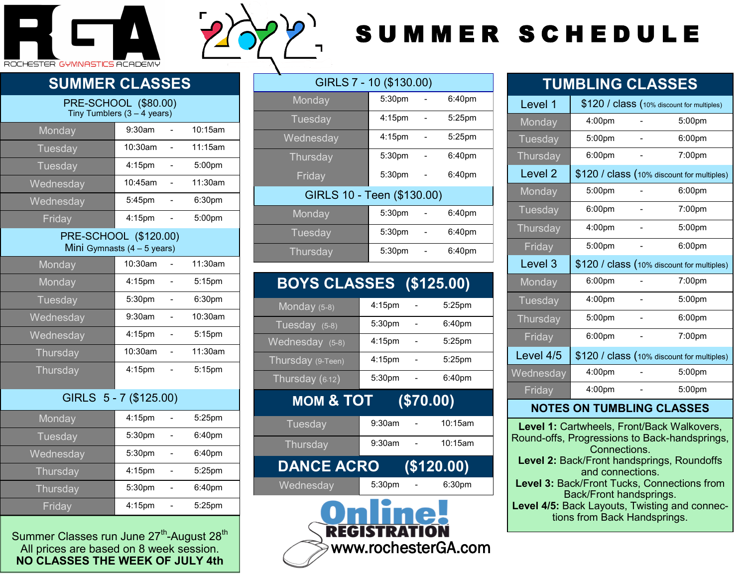# RGA ROCHESTER GYMNASTICS ACADEMY

# 2022 SUMMER SCHEDULE

## SUMMER CLASSES

### PRE-SCHOOL ($80.00)
Tiny Tumblers (3 – 4 years)

| | | | |
|---|---|---|---|
| Monday | 9:30am | - | 10:15am |
| Tuesday | 10:30am | - | 11:15am |
| Tuesday | 4:15pm | - | 5:00pm |
| Wednesday | 10:45am | - | 11:30am |
| Wednesday | 5:45pm | - | 6:30pm |
| Friday | 4:15pm | - | 5:00pm |

### PRE-SCHOOL ($120.00)
Mini Gymnasts (4 – 5 years)

| | | | |
|---|---|---|---|
| Monday | 10:30am | - | 11:30am |
| Monday | 4:15pm | - | 5:15pm |
| Tuesday | 5:30pm | - | 6:30pm |
| Wednesday | 9:30am | - | 10:30am |
| Wednesday | 4:15pm | - | 5:15pm |
| Thursday | 10:30am | - | 11:30am |
| Thursday | 4:15pm | - | 5:15pm |

### GIRLS 5 - 7 ($125.00)

| | | | |
|---|---|---|---|
| Monday | 4:15pm | - | 5:25pm |
| Tuesday | 5:30pm | - | 6:40pm |
| Wednesday | 5:30pm | - | 6:40pm |
| Thursday | 4:15pm | - | 5:25pm |
| Thursday | 5:30pm | - | 6:40pm |
| Friday | 4:15pm | - | 5:25pm |

Summer Classes run June 27th-August 28th
All prices are based on 8 week session.
**NO CLASSES THE WEEK OF JULY 4th**

### GIRLS 7 - 10 ($130.00)

| | | | |
|---|---|---|---|
| Monday | 5:30pm | - | 6:40pm |
| Tuesday | 4:15pm | - | 5:25pm |
| Wednesday | 4:15pm | - | 5:25pm |
| Thursday | 5:30pm | - | 6:40pm |
| Friday | 5:30pm | - | 6:40pm |

### GIRLS 10 - Teen ($130.00)

| | | | |
|---|---|---|---|
| Monday | 5:30pm | - | 6:40pm |
| Tuesday | 5:30pm | - | 6:40pm |
| Thursday | 5:30pm | - | 6:40pm |

## BOYS CLASSES ($125.00)

| | | | |
|---|---|---|---|
| Monday (5-8) | 4:15pm | - | 5:25pm |
| Tuesday (5-8) | 5:30pm | - | 6:40pm |
| Wednesday (5-8) | 4:15pm | - | 5:25pm |
| Thursday (9-Teen) | 4:15pm | - | 5:25pm |
| Thursday (6-12) | 5:30pm | - | 6:40pm |

## MOM & TOT ($70.00)

| | | | |
|---|---|---|---|
| Tuesday | 9:30am | - | 10:15am |
| Thursday | 9:30am | - | 10:15am |

## DANCE ACRO ($120.00)

| | | | |
|---|---|---|---|
| Wednesday | 5:30pm | - | 6:30pm |

**Online! REGISTRATION**
www.rochesterGA.com

## TUMBLING CLASSES

### Level 1 — $120 / class (10% discount for multiples)

| | | | |
|---|---|---|---|
| Monday | 4:00pm | - | 5:00pm |
| Tuesday | 5:00pm | - | 6:00pm |
| Thursday | 6:00pm | - | 7:00pm |

### Level 2 — $120 / class (10% discount for multiples)

| | | | |
|---|---|---|---|
| Monday | 5:00pm | - | 6:00pm |
| Tuesday | 6:00pm | - | 7:00pm |
| Thursday | 4:00pm | - | 5:00pm |
| Friday | 5:00pm | - | 6:00pm |

### Level 3 — $120 / class (10% discount for multiples)

| | | | |
|---|---|---|---|
| Monday | 6:00pm | - | 7:00pm |
| Tuesday | 4:00pm | - | 5:00pm |
| Thursday | 5:00pm | - | 6:00pm |
| Friday | 6:00pm | - | 7:00pm |

### Level 4/5 — $120 / class (10% discount for multiples)

| | | | |
|---|---|---|---|
| Wednesday | 4:00pm | - | 5:00pm |
| Friday | 4:00pm | - | 5:00pm |

### NOTES ON TUMBLING CLASSES

**Level 1:** Cartwheels, Front/Back Walkovers, Round-offs, Progressions to Back-handsprings, Connections.
**Level 2:** Back/Front handsprings, Roundoffs and connections.
**Level 3:** Back/Front Tucks, Connections from Back/Front handsprings.
**Level 4/5:** Back Layouts, Twisting and connections from Back Handsprings.